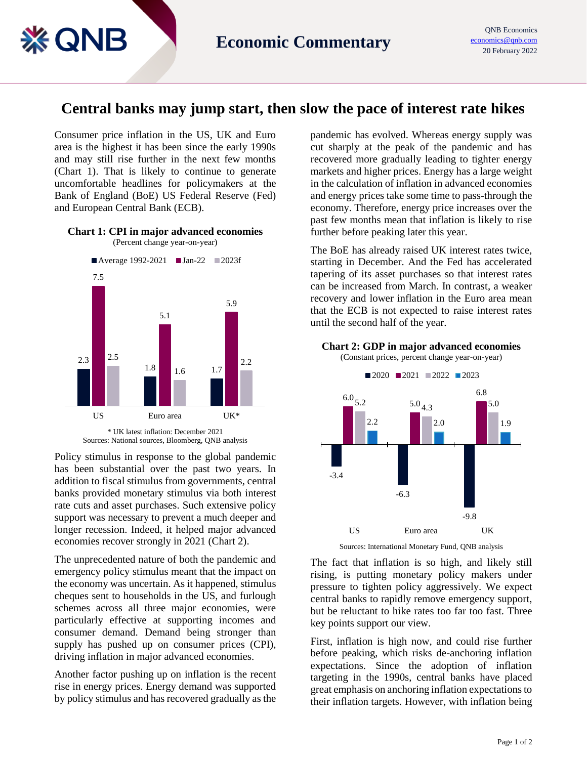# Economic Commentary

QNB Economics
economics@qnb.com
20 February 2022

## Central banks may jump start, then slow the pace of interest rate hikes

Consumer price inflation in the US, UK and Euro area is the highest it has been since the early 1990s and may still rise further in the next few months (Chart 1). That is likely to continue to generate uncomfortable headlines for policymakers at the Bank of England (BoE) US Federal Reserve (Fed) and European Central Bank (ECB).

**Chart 1: CPI in major advanced economies**
(Percent change year-on-year)

| | Average 1992-2021 | Jan-22 | 2023f |
|---|---|---|---|
| US | 2.3 | 7.5 | 2.5 |
| Euro area | 1.8 | 5.1 | 1.6 |
| UK* | 1.7 | 5.9 | 2.2 |

\* UK latest inflation: December 2021
Sources: National sources, Bloomberg, QNB analysis

Policy stimulus in response to the global pandemic has been substantial over the past two years. In addition to fiscal stimulus from governments, central banks provided monetary stimulus via both interest rate cuts and asset purchases. Such extensive policy support was necessary to prevent a much deeper and longer recession. Indeed, it helped major advanced economies recover strongly in 2021 (Chart 2).

The unprecedented nature of both the pandemic and emergency policy stimulus meant that the impact on the economy was uncertain. As it happened, stimulus cheques sent to households in the US, and furlough schemes across all three major economies, were particularly effective at supporting incomes and consumer demand. Demand being stronger than supply has pushed up on consumer prices (CPI), driving inflation in major advanced economies.

Another factor pushing up on inflation is the recent rise in energy prices. Energy demand was supported by policy stimulus and has recovered gradually as the pandemic has evolved. Whereas energy supply was cut sharply at the peak of the pandemic and has recovered more gradually leading to tighter energy markets and higher prices. Energy has a large weight in the calculation of inflation in advanced economies and energy prices take some time to pass-through the economy. Therefore, energy price increases over the past few months mean that inflation is likely to rise further before peaking later this year.

The BoE has already raised UK interest rates twice, starting in December. And the Fed has accelerated tapering of its asset purchases so that interest rates can be increased from March. In contrast, a weaker recovery and lower inflation in the Euro area mean that the ECB is not expected to raise interest rates until the second half of the year.

**Chart 2: GDP in major advanced economies**
(Constant prices, percent change year-on-year)

| | 2020 | 2021 | 2022 | 2023 |
|---|---|---|---|---|
| US | -3.4 | 6.0 | 5.2 | 2.2 |
| Euro area | -6.3 | 5.0 | 4.3 | 2.0 |
| UK | -9.8 | 6.8 | 5.0 | 1.9 |

Sources: International Monetary Fund, QNB analysis

The fact that inflation is so high, and likely still rising, is putting monetary policy makers under pressure to tighten policy aggressively. We expect central banks to rapidly remove emergency support, but be reluctant to hike rates too far too fast. Three key points support our view.

First, inflation is high now, and could rise further before peaking, which risks de-anchoring inflation expectations. Since the adoption of inflation targeting in the 1990s, central banks have placed great emphasis on anchoring inflation expectations to their inflation targets. However, with inflation being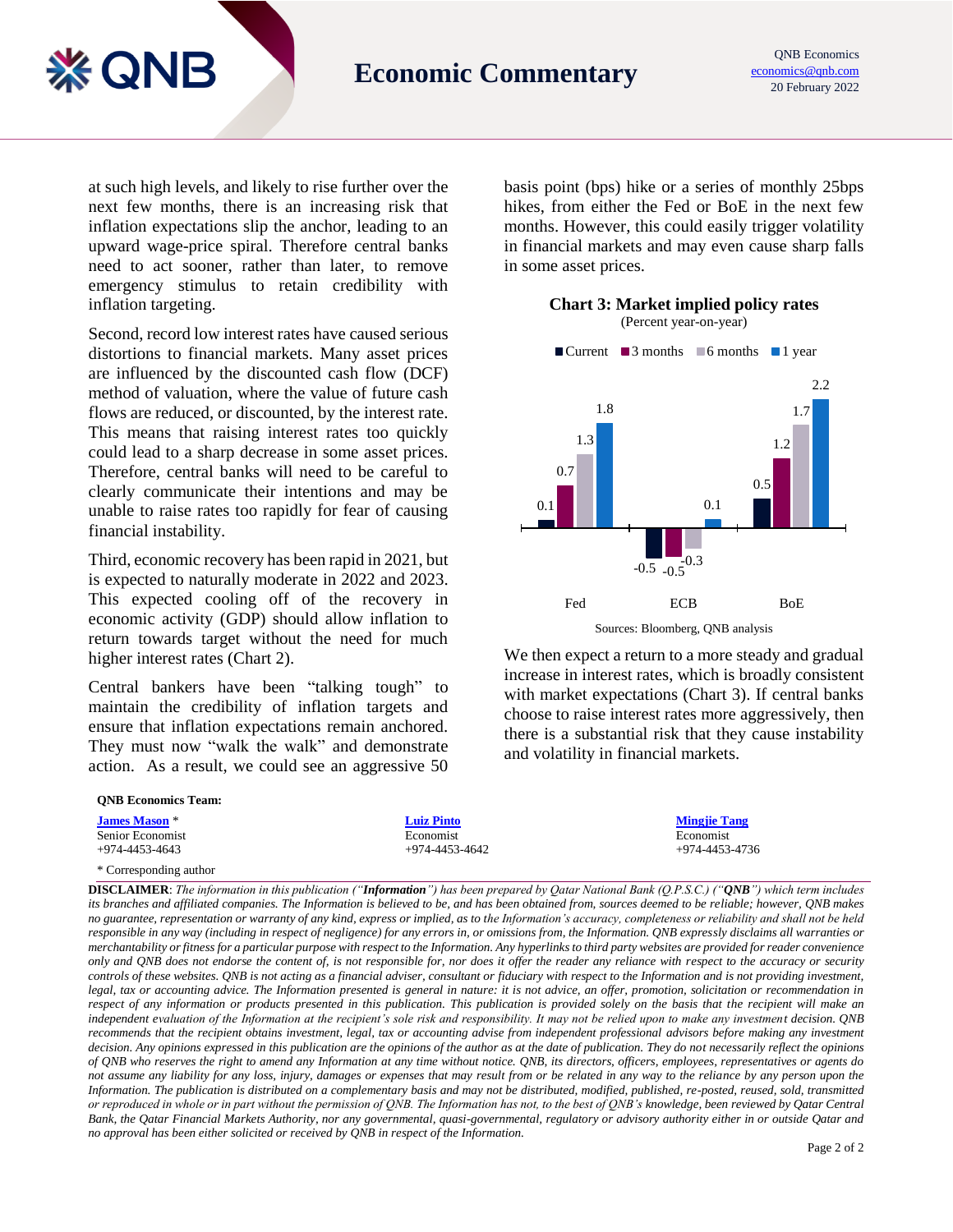at such high levels, and likely to rise further over the next few months, there is an increasing risk that inflation expectations slip the anchor, leading to an upward wage-price spiral. Therefore central banks need to act sooner, rather than later, to remove emergency stimulus to retain credibility with inflation targeting.

Second, record low interest rates have caused serious distortions to financial markets. Many asset prices are influenced by the discounted cash flow (DCF) method of valuation, where the value of future cash flows are reduced, or discounted, by the interest rate. This means that raising interest rates too quickly could lead to a sharp decrease in some asset prices. Therefore, central banks will need to be careful to clearly communicate their intentions and may be unable to raise rates too rapidly for fear of causing financial instability.

Third, economic recovery has been rapid in 2021, but is expected to naturally moderate in 2022 and 2023. This expected cooling off of the recovery in economic activity (GDP) should allow inflation to return towards target without the need for much higher interest rates (Chart 2).

Central bankers have been "talking tough" to maintain the credibility of inflation targets and ensure that inflation expectations remain anchored. They must now "walk the walk" and demonstrate action. As a result, we could see an aggressive 50 basis point (bps) hike or a series of monthly 25bps hikes, from either the Fed or BoE in the next few months. However, this could easily trigger volatility in financial markets and may even cause sharp falls in some asset prices.

**Chart 3: Market implied policy rates**
(Percent year-on-year)

Current, 3 months, 6 months, 1 year

Fed: 0.1, 0.7, 1.3, 1.8

ECB: -0.5, -0.5, -0.3, 0.1

BoE: 0.5, 1.2, 1.7, 2.2

Sources: Bloomberg, QNB analysis

We then expect a return to a more steady and gradual increase in interest rates, which is broadly consistent with market expectations (Chart 3). If central banks choose to raise interest rates more aggressively, then there is a substantial risk that they cause instability and volatility in financial markets.

**QNB Economics Team:**

James Mason *
Senior Economist
+974-4453-4643

Luiz Pinto
Economist
+974-4453-4642

Mingjie Tang
Economist
+974-4453-4736

* Corresponding author

**DISCLAIMER**: *The information in this publication ("**Information**") has been prepared by Qatar National Bank (Q.P.S.C.) ("**QNB**") which term includes its branches and affiliated companies. The Information is believed to be, and has been obtained from, sources deemed to be reliable; however, QNB makes no guarantee, representation or warranty of any kind, express or implied, as to the Information's accuracy, completeness or reliability and shall not be held responsible in any way (including in respect of negligence) for any errors in, or omissions from, the Information. QNB expressly disclaims all warranties or merchantability or fitness for a particular purpose with respect to the Information. Any hyperlinks to third party websites are provided for reader convenience only and QNB does not endorse the content of, is not responsible for, nor does it offer the reader any reliance with respect to the accuracy or security controls of these websites. QNB is not acting as a financial adviser, consultant or fiduciary with respect to the Information and is not providing investment, legal, tax or accounting advice. The Information presented is general in nature: it is not advice, an offer, promotion, solicitation or recommendation in respect of any information or products presented in this publication. This publication is provided solely on the basis that the recipient will make an independent evaluation of the Information at the recipient's sole risk and responsibility. It may not be relied upon to make any investment decision. QNB recommends that the recipient obtains investment, legal, tax or accounting advise from independent professional advisors before making any investment decision. Any opinions expressed in this publication are the opinions of the author as at the date of publication. They do not necessarily reflect the opinions of QNB who reserves the right to amend any Information at any time without notice. QNB, its directors, officers, employees, representatives or agents do not assume any liability for any loss, injury, damages or expenses that may result from or be related in any way to the reliance by any person upon the Information. The publication is distributed on a complementary basis and may not be distributed, modified, published, re-posted, reused, sold, transmitted or reproduced in whole or in part without the permission of QNB. The Information has not, to the best of QNB's knowledge, been reviewed by Qatar Central Bank, the Qatar Financial Markets Authority, nor any governmental, quasi-governmental, regulatory or advisory authority either in or outside Qatar and no approval has been either solicited or received by QNB in respect of the Information.*